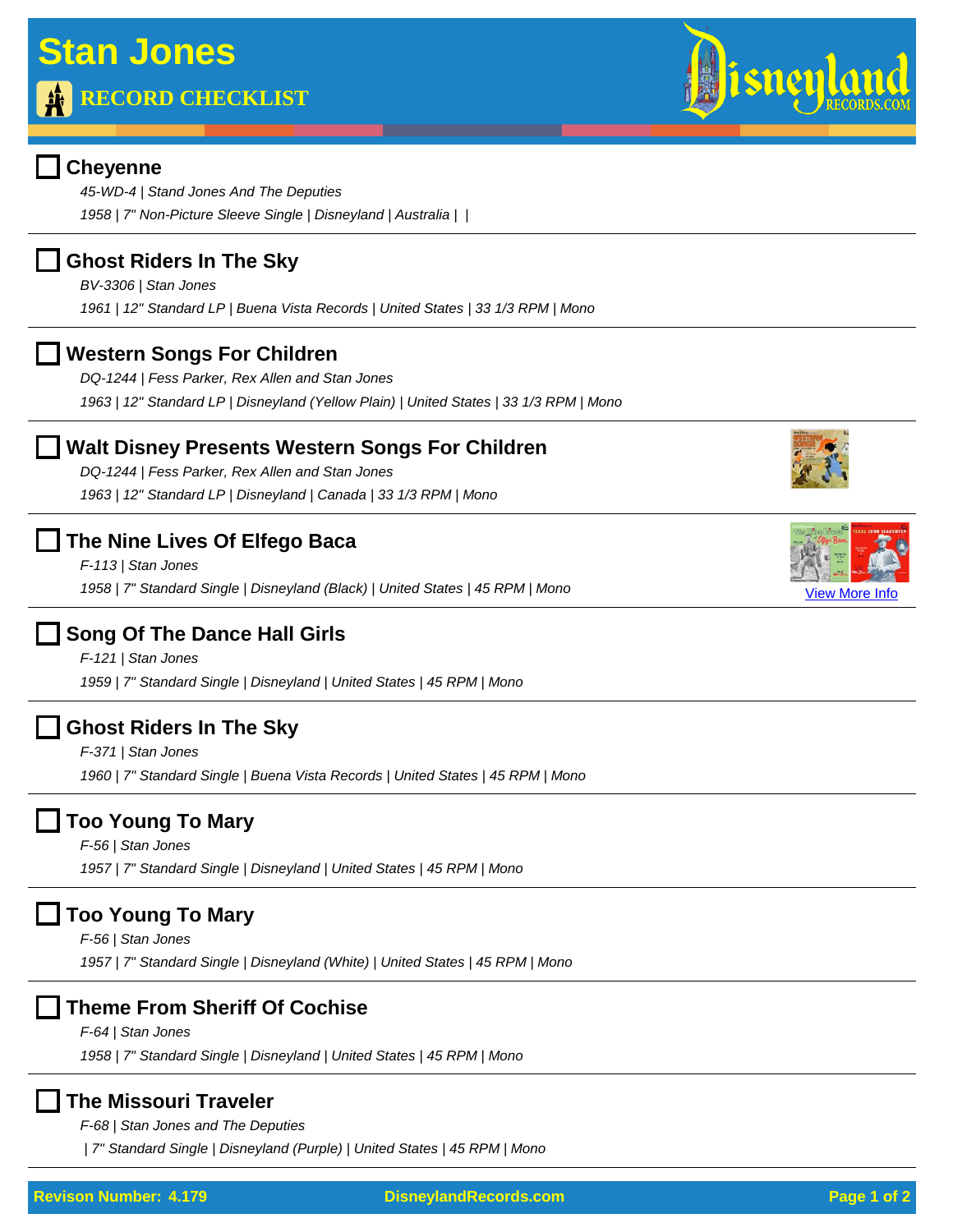# Stan Jones

**RECORD CHECKLIST**

## Cheyenne

*45-WD-4 | Stand Jones And The Deputies*

*1958 | 7" Non-Picture Sleeve Single | Disneyland | Australia | |*

## Ghost Riders In The Sky

*BV-3306 | Stan Jones*

*1961 | 12" Standard LP | Buena Vista Records | United States | 33 1/3 RPM | Mono*

## Western Songs For Children

*DQ-1244 | Fess Parker, Rex Allen and Stan Jones*

*1963 | 12" Standard LP | Disneyland (Yellow Plain) | United States | 33 1/3 RPM | Mono*

## Walt Disney Presents Western Songs For Children

*DQ-1244 | Fess Parker, Rex Allen and Stan Jones*

*1963 | 12" Standard LP | Disneyland | Canada | 33 1/3 RPM | Mono*

## The Nine Lives Of Elfego Baca

*F-113 | Stan Jones*

*1958 | 7" Standard Single | Disneyland (Black) | United States | 45 RPM | Mono*

View More Info

## Song Of The Dance Hall Girls

*F-121 | Stan Jones*

*1959 | 7" Standard Single | Disneyland | United States | 45 RPM | Mono*

## Ghost Riders In The Sky

*F-371 | Stan Jones*

*1960 | 7" Standard Single | Buena Vista Records | United States | 45 RPM | Mono*

## Too Young To Mary

*F-56 | Stan Jones*

*1957 | 7" Standard Single | Disneyland | United States | 45 RPM | Mono*

## Too Young To Mary

*F-56 | Stan Jones*

*1957 | 7" Standard Single | Disneyland (White) | United States | 45 RPM | Mono*

## Theme From Sheriff Of Cochise

*F-64 | Stan Jones*

*1958 | 7" Standard Single | Disneyland | United States | 45 RPM | Mono*

## The Missouri Traveler

*F-68 | Stan Jones and The Deputies*

*| 7" Standard Single | Disneyland (Purple) | United States | 45 RPM | Mono*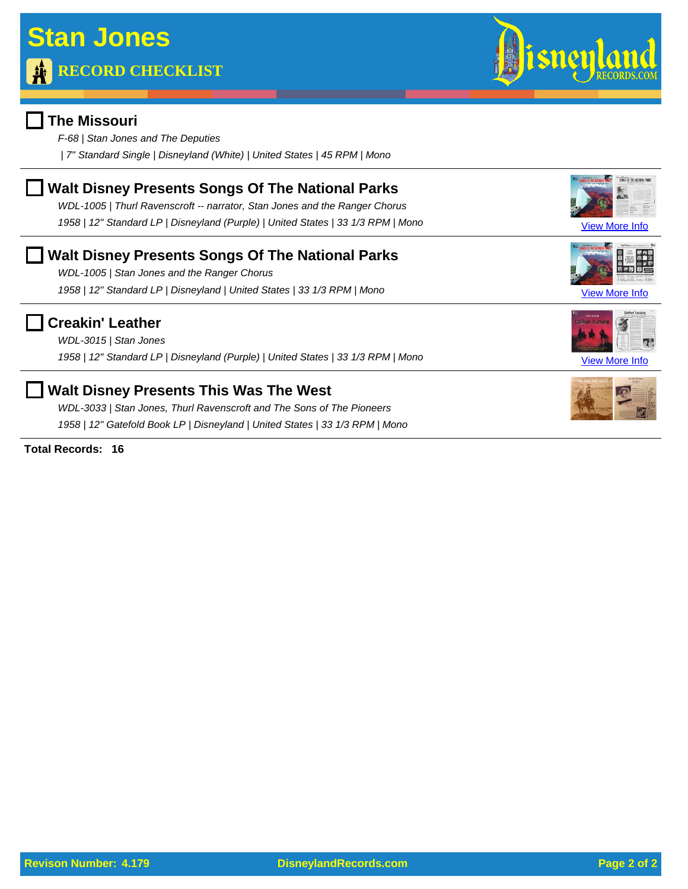## The Missouri

*F-68 | Stan Jones and The Deputies*

*| 7" Standard Single | Disneyland (White) | United States | 45 RPM | Mono*

## Walt Disney Presents Songs Of The National Parks

*WDL-1005 | Thurl Ravenscroft -- narrator, Stan Jones and the Ranger Chorus*

*1958 | 12" Standard LP | Disneyland (Purple) | United States | 33 1/3 RPM | Mono*

View More Info

## Walt Disney Presents Songs Of The National Parks

*WDL-1005 | Stan Jones and the Ranger Chorus*

*1958 | 12" Standard LP | Disneyland | United States | 33 1/3 RPM | Mono*

View More Info

## Creakin' Leather

*WDL-3015 | Stan Jones*

*1958 | 12" Standard LP | Disneyland (Purple) | United States | 33 1/3 RPM | Mono*

View More Info

## Walt Disney Presents This Was The West

*WDL-3033 | Stan Jones, Thurl Ravenscroft and The Sons of The Pioneers*

*1958 | 12" Gatefold Book LP | Disneyland | United States | 33 1/3 RPM | Mono*

**Total Records: 16**